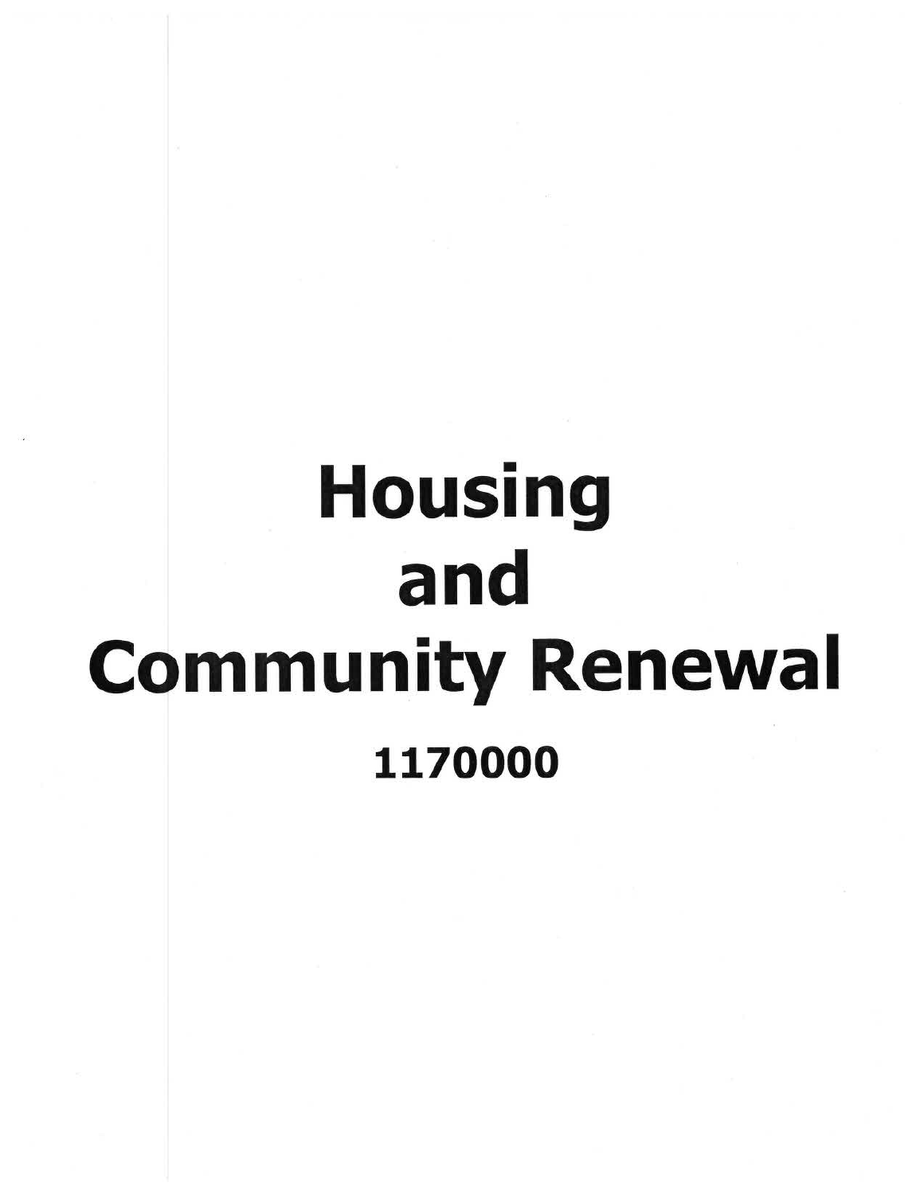# Housing and Community Renewal

**1170000**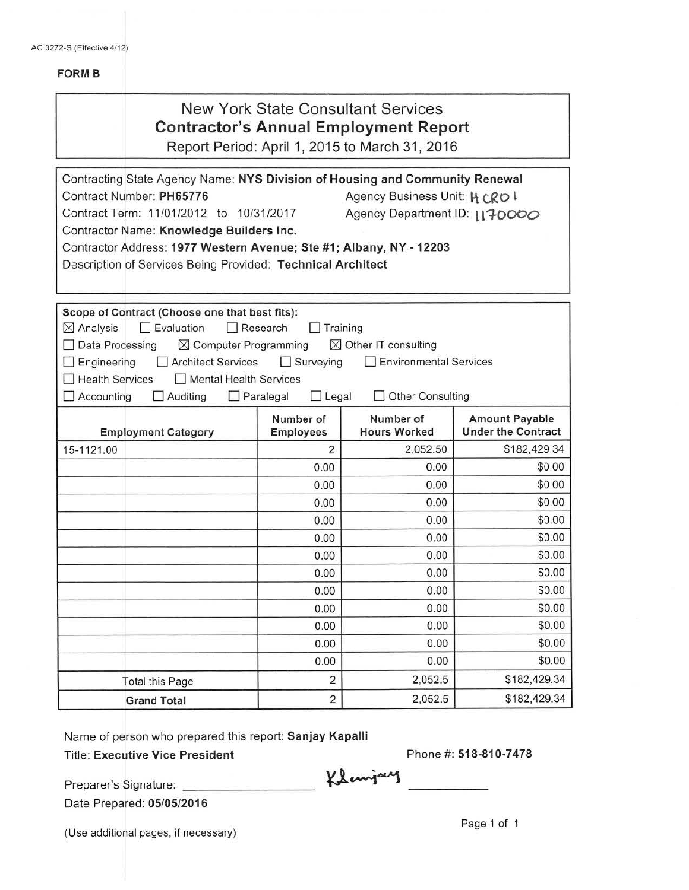AC 3272-S (Effective 4/12)

**FORM B**

# New York State Consultant Services
## Contractor's Annual Employment Report

Report Period: April 1, 2015 to March 31, 2016

Contracting State Agency Name: **NYS Division of Housing and Community Renewal**
Contract Number: **PH65776**
Agency Business Unit: HCR01
Contract Term: 11/01/2012 to 10/31/2017
Agency Department ID: 1170000
Contractor Name: **Knowledge Builders Inc.**
Contractor Address: **1977 Western Avenue; Ste #1; Albany, NY - 12203**
Description of Services Being Provided: **Technical Architect**

**Scope of Contract (Choose one that best fits):**

- [x] Analysis
- [ ] Evaluation
- [ ] Research
- [ ] Training
- [ ] Data Processing
- [x] Computer Programming
- [x] Other IT consulting
- [ ] Engineering
- [ ] Architect Services
- [ ] Surveying
- [ ] Environmental Services
- [ ] Health Services
- [ ] Mental Health Services
- [ ] Accounting
- [ ] Auditing
- [ ] Paralegal
- [ ] Legal
- [ ] Other Consulting

| Employment Category | Number of Employees | Number of Hours Worked | Amount Payable Under the Contract |
|---|---|---|---|
| 15-1121.00 | 2 | 2,052.50 | $182,429.34 |
| | 0.00 | 0.00 | $0.00 |
| | 0.00 | 0.00 | $0.00 |
| | 0.00 | 0.00 | $0.00 |
| | 0.00 | 0.00 | $0.00 |
| | 0.00 | 0.00 | $0.00 |
| | 0.00 | 0.00 | $0.00 |
| | 0.00 | 0.00 | $0.00 |
| | 0.00 | 0.00 | $0.00 |
| | 0.00 | 0.00 | $0.00 |
| | 0.00 | 0.00 | $0.00 |
| | 0.00 | 0.00 | $0.00 |
| | 0.00 | 0.00 | $0.00 |
| Total this Page | 2 | 2,052.5 | $182,429.34 |
| **Grand Total** | 2 | 2,052.5 | $182,429.34 |

Name of person who prepared this report: **Sanjay Kapalli**

Title: **Executive Vice President**

Phone #: **518-810-7478**

Preparer's Signature: KSanjay

Date Prepared: **05/05/2016**

(Use additional pages, if necessary)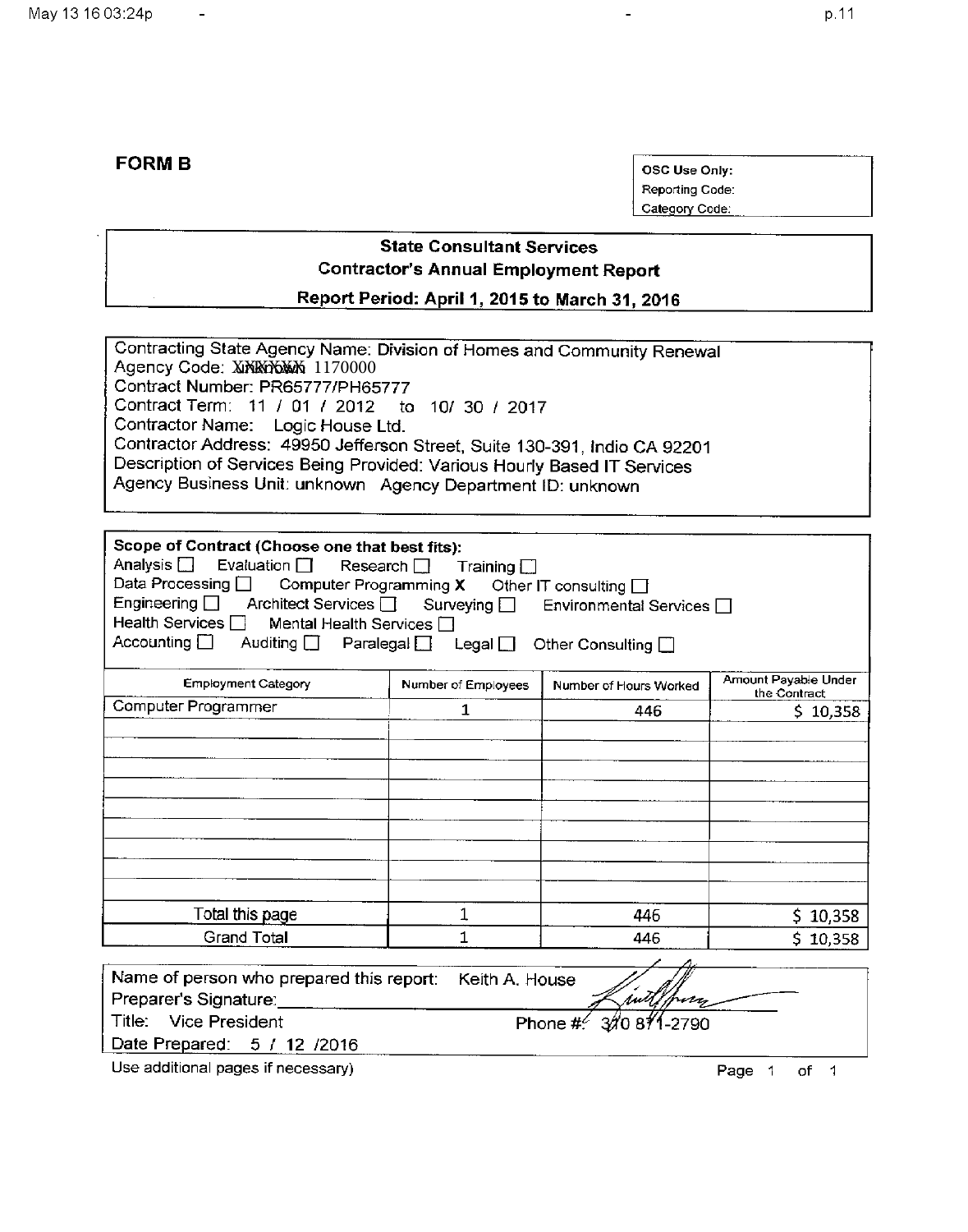**FORM B**

| |
|---|
| **OSC Use Only:** |
| Reporting Code: |
| Category Code: |

## State Consultant Services
## Contractor's Annual Employment Report
### Report Period: April 1, 2015 to March 31, 2016

Contracting State Agency Name: Division of Homes and Community Renewal
Agency Code: XXXXXXX 1170000
Contract Number: PR65777/PH65777
Contract Term: 11 / 01 / 2012 to 10/ 30 / 2017
Contractor Name: Logic House Ltd.
Contractor Address: 49950 Jefferson Street, Suite 130-391, Indio CA 92201
Description of Services Being Provided: Various Hourly Based IT Services
Agency Business Unit: unknown Agency Department ID: unknown

**Scope of Contract (Choose one that best fits):**
Analysis ☐ Evaluation ☐ Research ☐ Training ☐
Data Processing ☐ Computer Programming **X** Other IT consulting ☐
Engineering ☐ Architect Services ☐ Surveying ☐ Environmental Services ☐
Health Services ☐ Mental Health Services ☐
Accounting ☐ Auditing ☐ Paralegal ☐ Legal ☐ Other Consulting ☐

| Employment Category | Number of Employees | Number of Hours Worked | Amount Payable Under the Contract |
|---|---|---|---|
| Computer Programmer | 1 | 446 | $ 10,358 |
| | | | |
| | | | |
| | | | |
| | | | |
| | | | |
| | | | |
| | | | |
| | | | |
| | | | |
| Total this page | 1 | 446 | $ 10,358 |
| Grand Total | 1 | 446 | $ 10,358 |

Name of person who prepared this report: Keith A. House
Preparer's Signature: [signature]
Title: Vice President Phone #: 310 871-2790
Date Prepared: 5 / 12 /2016

Use additional pages if necessary)